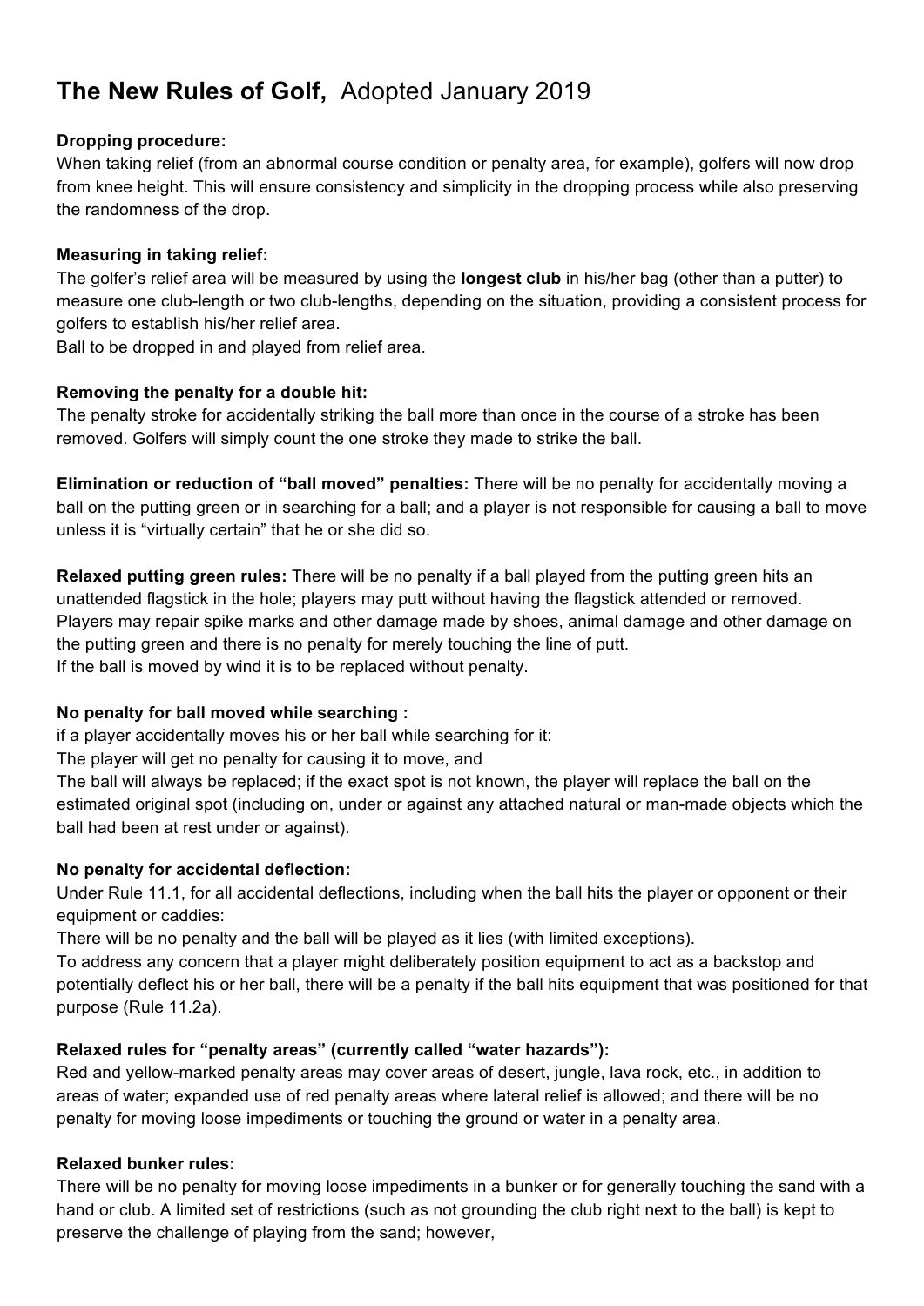# **The New Rules of Golf,** Adopted January 2019

**Dropping procedure:**
When taking relief (from an abnormal course condition or penalty area, for example), golfers will now drop from knee height. This will ensure consistency and simplicity in the dropping process while also preserving the randomness of the drop.

**Measuring in taking relief:**
The golfer's relief area will be measured by using the **longest club** in his/her bag (other than a putter) to measure one club-length or two club-lengths, depending on the situation, providing a consistent process for golfers to establish his/her relief area.
Ball to be dropped in and played from relief area.

**Removing the penalty for a double hit:**
The penalty stroke for accidentally striking the ball more than once in the course of a stroke has been removed. Golfers will simply count the one stroke they made to strike the ball.

**Elimination or reduction of "ball moved" penalties:** There will be no penalty for accidentally moving a ball on the putting green or in searching for a ball; and a player is not responsible for causing a ball to move unless it is "virtually certain" that he or she did so.

**Relaxed putting green rules:** There will be no penalty if a ball played from the putting green hits an unattended flagstick in the hole; players may putt without having the flagstick attended or removed. Players may repair spike marks and other damage made by shoes, animal damage and other damage on the putting green and there is no penalty for merely touching the line of putt.
If the ball is moved by wind it is to be replaced without penalty.

**No penalty for ball moved while searching :**
if a player accidentally moves his or her ball while searching for it:
The player will get no penalty for causing it to move, and
The ball will always be replaced; if the exact spot is not known, the player will replace the ball on the estimated original spot (including on, under or against any attached natural or man-made objects which the ball had been at rest under or against).

**No penalty for accidental deflection:**
Under Rule 11.1, for all accidental deflections, including when the ball hits the player or opponent or their equipment or caddies:
There will be no penalty and the ball will be played as it lies (with limited exceptions).
To address any concern that a player might deliberately position equipment to act as a backstop and potentially deflect his or her ball, there will be a penalty if the ball hits equipment that was positioned for that purpose (Rule 11.2a).

**Relaxed rules for "penalty areas" (currently called "water hazards"):**
Red and yellow-marked penalty areas may cover areas of desert, jungle, lava rock, etc., in addition to areas of water; expanded use of red penalty areas where lateral relief is allowed; and there will be no penalty for moving loose impediments or touching the ground or water in a penalty area.

**Relaxed bunker rules:**
There will be no penalty for moving loose impediments in a bunker or for generally touching the sand with a hand or club. A limited set of restrictions (such as not grounding the club right next to the ball) is kept to preserve the challenge of playing from the sand; however,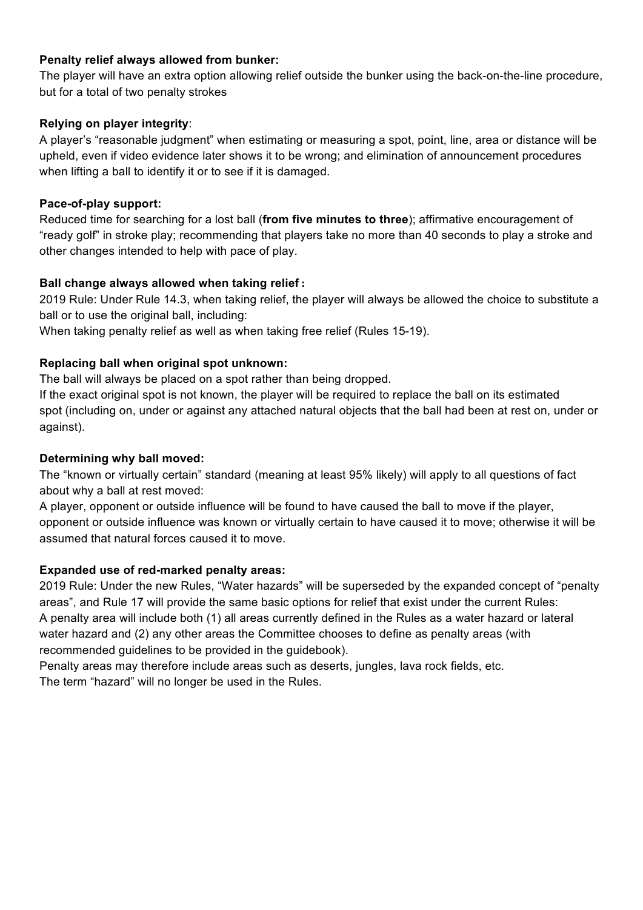**Penalty relief always allowed from bunker:**

The player will have an extra option allowing relief outside the bunker using the back-on-the-line procedure, but for a total of two penalty strokes

**Relying on player integrity**:

A player's "reasonable judgment" when estimating or measuring a spot, point, line, area or distance will be upheld, even if video evidence later shows it to be wrong; and elimination of announcement procedures when lifting a ball to identify it or to see if it is damaged.

**Pace-of-play support:**

Reduced time for searching for a lost ball (**from five minutes to three**); affirmative encouragement of "ready golf" in stroke play; recommending that players take no more than 40 seconds to play a stroke and other changes intended to help with pace of play.

**Ball change always allowed when taking relief :**

2019 Rule: Under Rule 14.3, when taking relief, the player will always be allowed the choice to substitute a ball or to use the original ball, including:

When taking penalty relief as well as when taking free relief (Rules 15-19).

**Replacing ball when original spot unknown:**

The ball will always be placed on a spot rather than being dropped.

If the exact original spot is not known, the player will be required to replace the ball on its estimated spot (including on, under or against any attached natural objects that the ball had been at rest on, under or against).

**Determining why ball moved:**

The "known or virtually certain" standard (meaning at least 95% likely) will apply to all questions of fact about why a ball at rest moved:

A player, opponent or outside influence will be found to have caused the ball to move if the player, opponent or outside influence was known or virtually certain to have caused it to move; otherwise it will be assumed that natural forces caused it to move.

**Expanded use of red-marked penalty areas:**

2019 Rule: Under the new Rules, "Water hazards" will be superseded by the expanded concept of "penalty areas", and Rule 17 will provide the same basic options for relief that exist under the current Rules:

A penalty area will include both (1) all areas currently defined in the Rules as a water hazard or lateral water hazard and (2) any other areas the Committee chooses to define as penalty areas (with recommended guidelines to be provided in the guidebook).

Penalty areas may therefore include areas such as deserts, jungles, lava rock fields, etc.

The term "hazard" will no longer be used in the Rules.